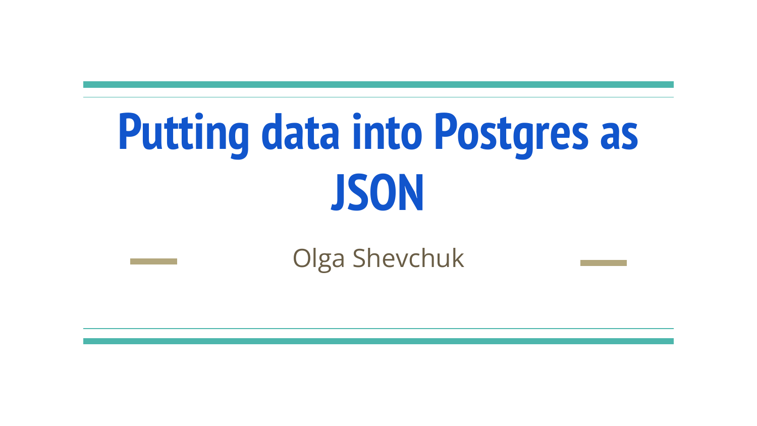# Putting data into Postgres as JSON

Olga Shevchuk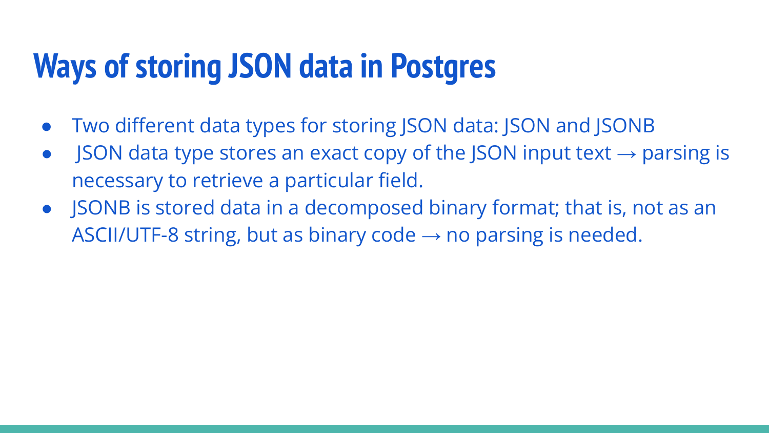# Ways of storing JSON data in Postgres

- Two different data types for storing JSON data: JSON and JSONB
- JSON data type stores an exact copy of the JSON input text → parsing is necessary to retrieve a particular field.
- JSONB is stored data in a decomposed binary format; that is, not as an ASCII/UTF-8 string, but as binary code → no parsing is needed.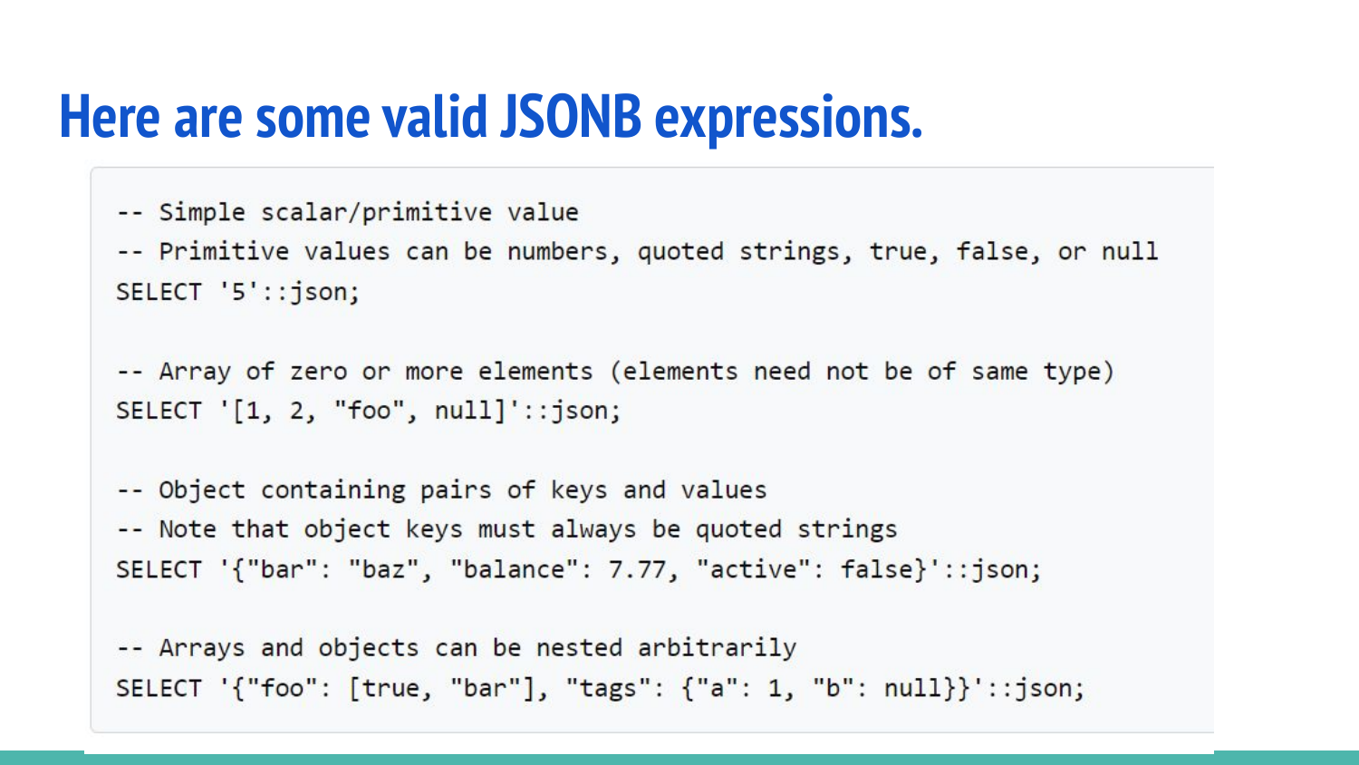# Here are some valid JSONB expressions.

```
-- Simple scalar/primitive value
-- Primitive values can be numbers, quoted strings, true, false, or null
SELECT '5'::json;

-- Array of zero or more elements (elements need not be of same type)
SELECT '[1, 2, "foo", null]'::json;

-- Object containing pairs of keys and values
-- Note that object keys must always be quoted strings
SELECT '{"bar": "baz", "balance": 7.77, "active": false}'::json;

-- Arrays and objects can be nested arbitrarily
SELECT '{"foo": [true, "bar"], "tags": {"a": 1, "b": null}}'::json;
```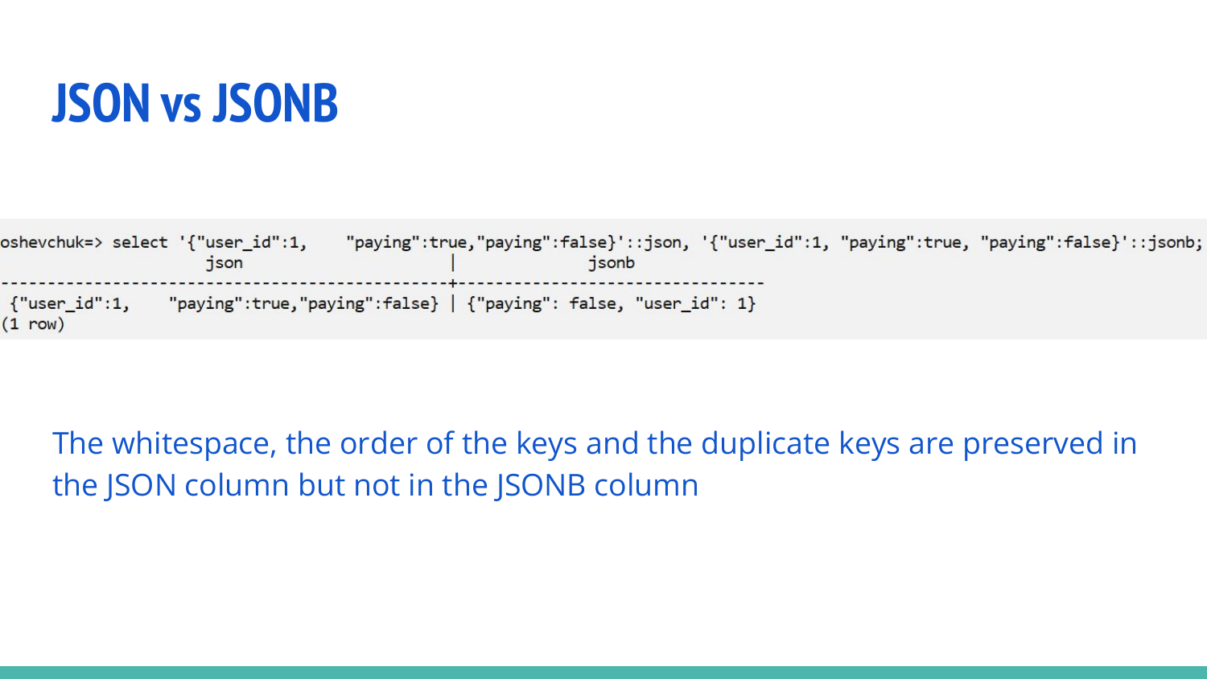# JSON vs JSONB

```
oshevchuk=> select '{"user_id":1,    "paying":true,"paying":false}'::json, '{"user_id":1, "paying":true, "paying":false}'::jsonb;
                      json                    |               jsonb
----------------------------------------------+---------------------------------
 {"user_id":1,    "paying":true,"paying":false} | {"paying": false, "user_id": 1}
(1 row)
```

The whitespace, the order of the keys and the duplicate keys are preserved in the JSON column but not in the JSONB column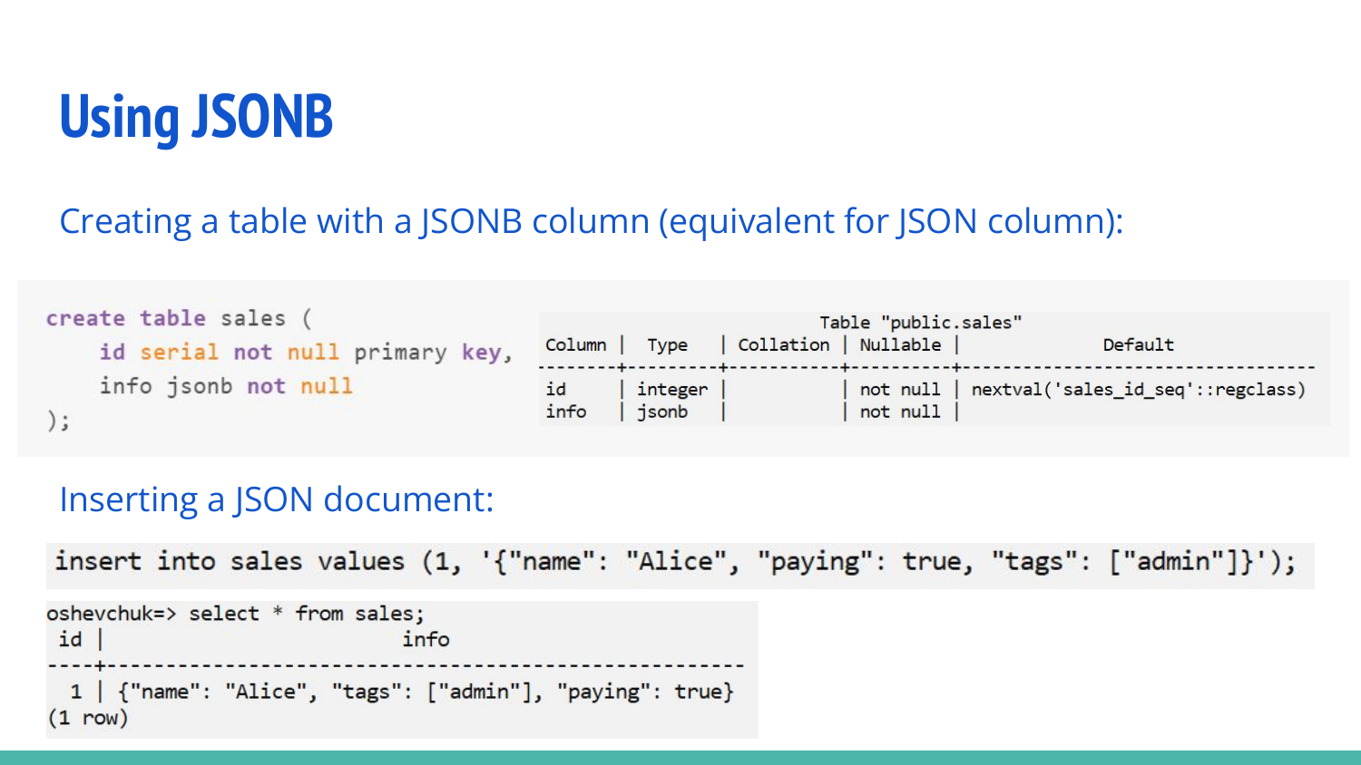# Using JSONB

## Creating a table with a JSONB column (equivalent for JSON column):

```
create table sales (
    id serial not null primary key,
    info jsonb not null
);
```

```
                                Table "public.sales"
 Column |  Type   | Collation | Nullable |              Default
--------+---------+-----------+----------+-----------------------------------
 id     | integer |           | not null | nextval('sales_id_seq'::regclass)
 info   | jsonb   |           | not null |
```

## Inserting a JSON document:

```
insert into sales values (1, '{"name": "Alice", "paying": true, "tags": ["admin"]}');
```

```
oshevchuk=> select * from sales;
 id |                          info
----+---------------------------------------------------------
  1 | {"name": "Alice", "tags": ["admin"], "paying": true}
(1 row)
```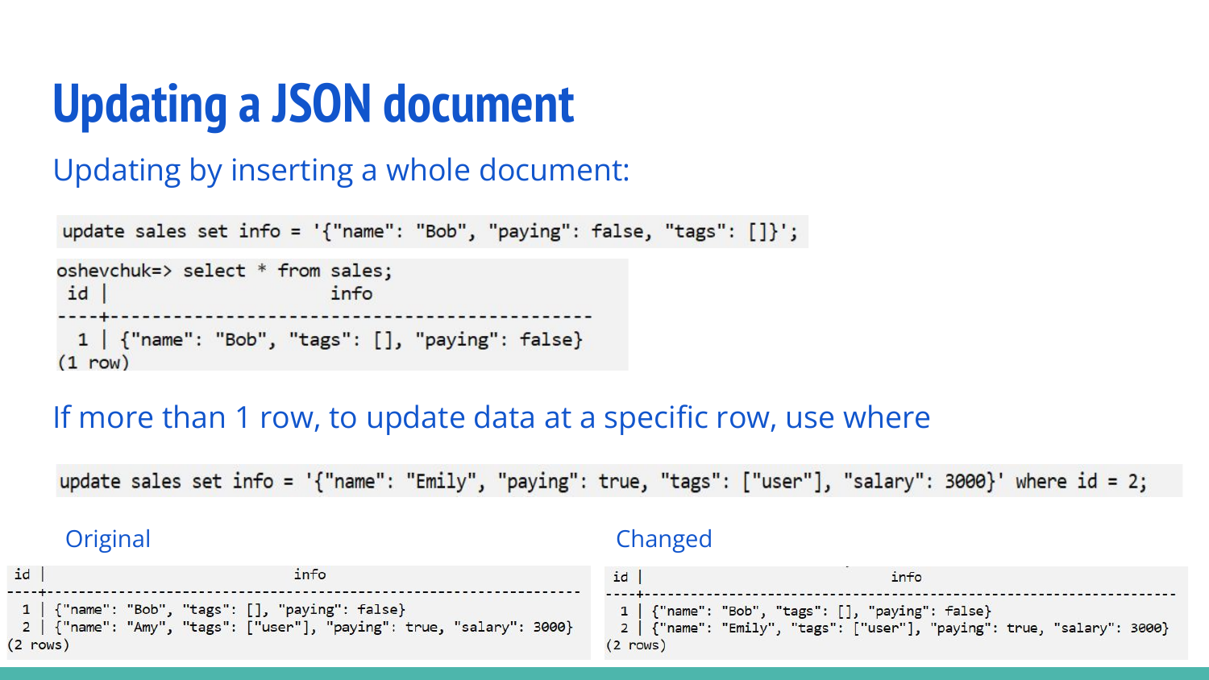# Updating a JSON document

## Updating by inserting a whole document:

```
update sales set info = '{"name": "Bob", "paying": false, "tags": []}';
```

```
oshevchuk=> select * from sales;
 id |                     info
----+-----------------------------------------------
  1 | {"name": "Bob", "tags": [], "paying": false}
(1 row)
```

## If more than 1 row, to update data at a specific row, use where

```
update sales set info = '{"name": "Emily", "paying": true, "tags": ["user"], "salary": 3000}' where id = 2;
```

Original

```
id |                                 info
----+--------------------------------------------------------------------
  1 | {"name": "Bob", "tags": [], "paying": false}
  2 | {"name": "Amy", "tags": ["user"], "paying": true, "salary": 3000}
(2 rows)
```

Changed

```
id |                                 info
----+----------------------------------------------------------------------
  1 | {"name": "Bob", "tags": [], "paying": false}
  2 | {"name": "Emily", "tags": ["user"], "paying": true, "salary": 3000}
(2 rows)
```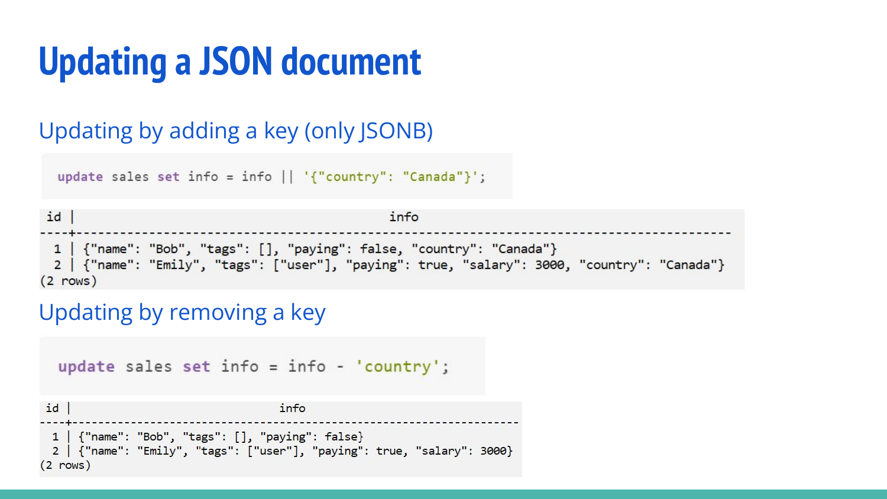# Updating a JSON document

## Updating by adding a key (only JSONB)

```
update sales set info = info || '{"country": "Canada"}';
```

```
 id |                                         info
----+------------------------------------------------------------------------------------------
  1 | {"name": "Bob", "tags": [], "paying": false, "country": "Canada"}
  2 | {"name": "Emily", "tags": ["user"], "paying": true, "salary": 3000, "country": "Canada"}
(2 rows)
```

## Updating by removing a key

```
update sales set info = info - 'country';
```

```
 id |                               info
----+-----------------------------------------------------------------
  1 | {"name": "Bob", "tags": [], "paying": false}
  2 | {"name": "Emily", "tags": ["user"], "paying": true, "salary": 3000}
(2 rows)
```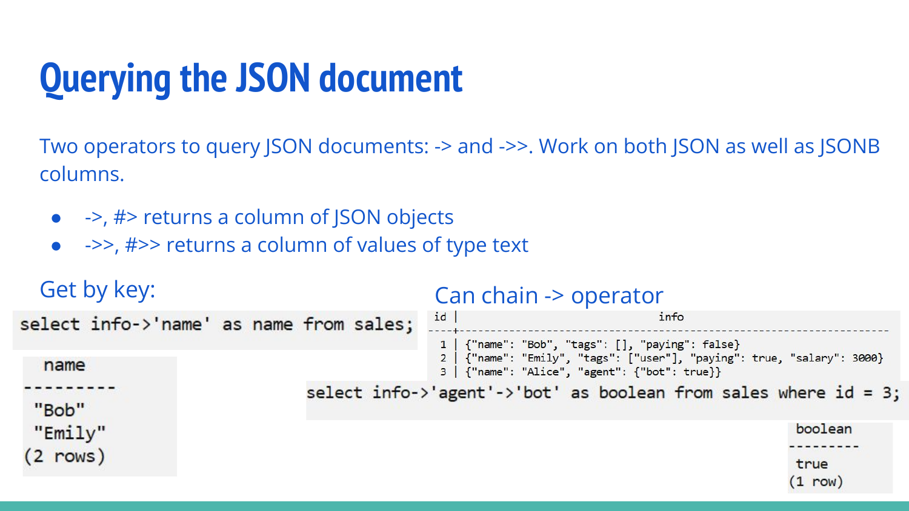# Querying the JSON document

Two operators to query JSON documents: -> and ->>. Work on both JSON as well as JSONB columns.

- ->, #> returns a column of JSON objects
- ->>, #>> returns a column of values of type text

Get by key:

```
select info->'name' as name from sales;
```

```
 name
---------
 "Bob"
 "Emily"
(2 rows)
```

Can chain -> operator

```
id |                                info
----+--------------------------------------------------------------------
  1 | {"name": "Bob", "tags": [], "paying": false}
  2 | {"name": "Emily", "tags": ["user"], "paying": true, "salary": 3000}
  3 | {"name": "Alice", "agent": {"bot": true}}
```

```
select info->'agent'->'bot' as boolean from sales where id = 3;
```

```
 boolean
---------
 true
(1 row)
```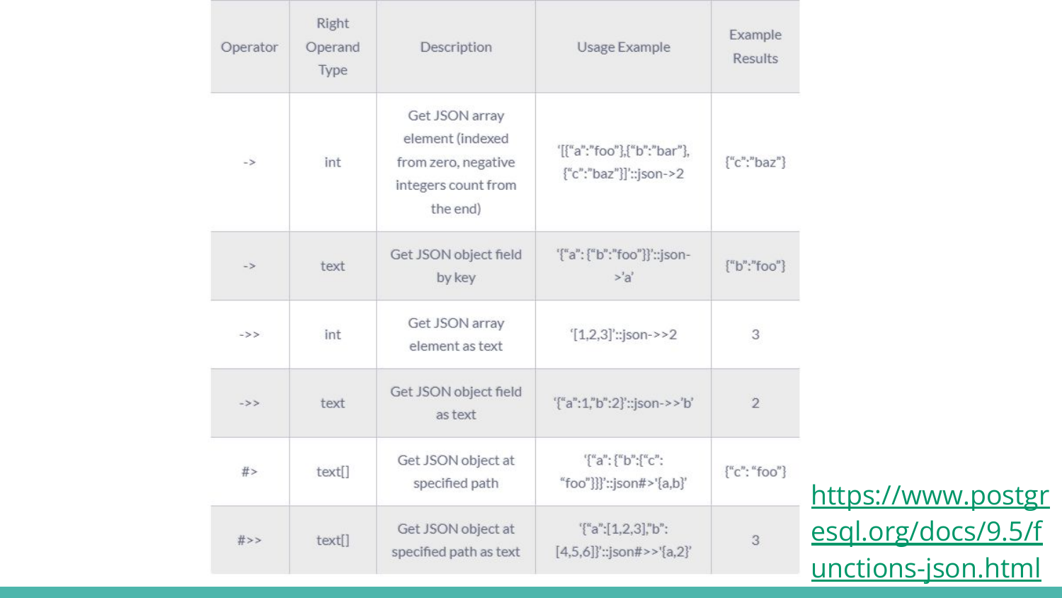| Operator | Right Operand Type | Description | Usage Example | Example Results |
|---|---|---|---|---|
| -> | int | Get JSON array element (indexed from zero, negative integers count from the end) | '[{"a":"foo"},{"b":"bar"},{"c":"baz"}]'::json->2 | {"c":"baz"} |
| -> | text | Get JSON object field by key | '{"a": {"b":"foo"}}'::json->'a' | {"b":"foo"} |
| ->> | int | Get JSON array element as text | '[1,2,3]'::json->>2 | 3 |
| ->> | text | Get JSON object field as text | '{"a":1,"b":2}'::json->>'b' | 2 |
| #> | text[] | Get JSON object at specified path | '{"a": {"b":{"c": "foo"}}}'::json#>'{a,b}' | {"c": "foo"} |
| #>> | text[] | Get JSON object at specified path as text | '{"a":[1,2,3],"b":[4,5,6]}'::json#>>'{a,2}' | 3 |

https://www.postgresql.org/docs/9.5/functions-json.html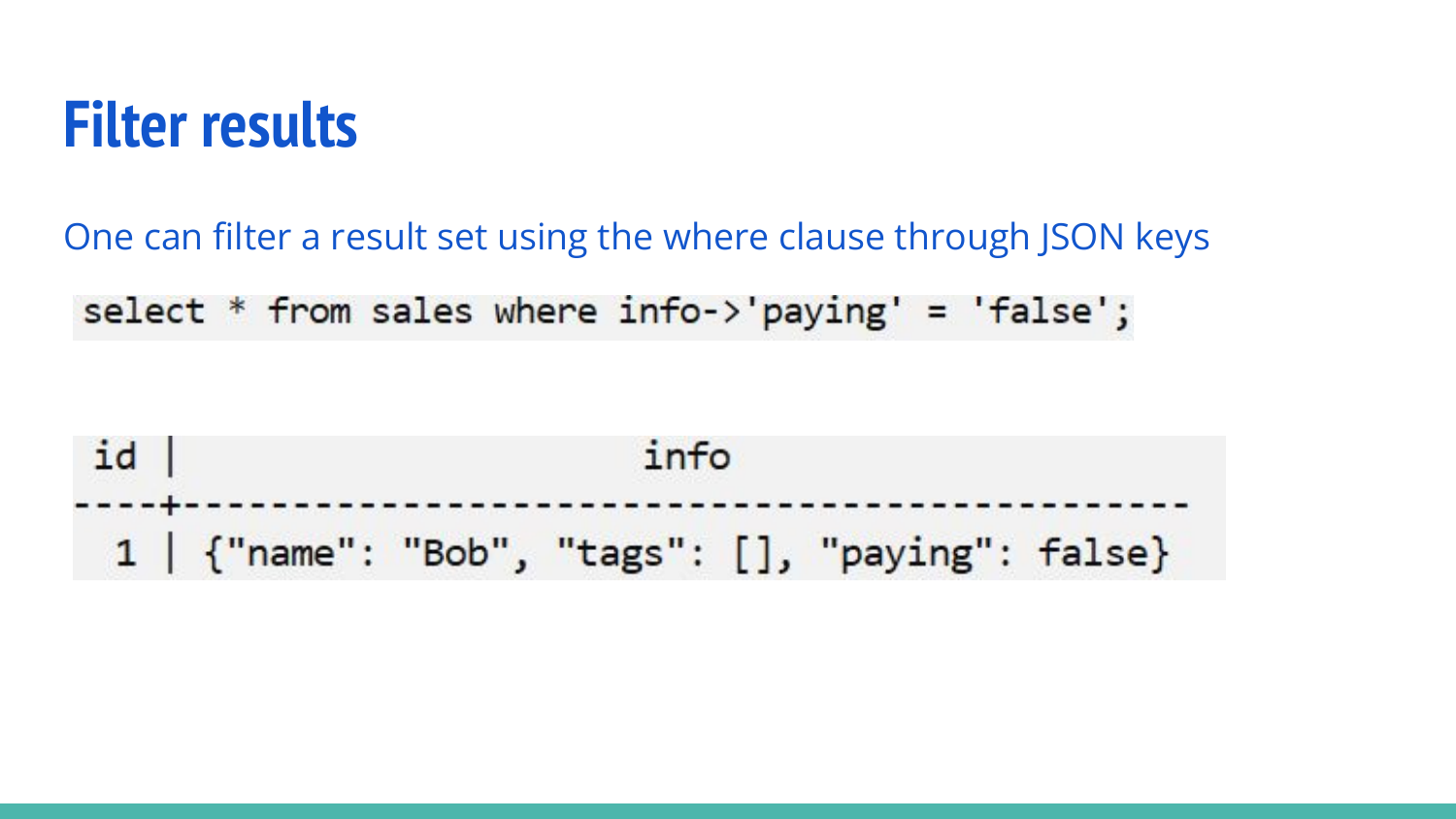# Filter results

One can filter a result set using the where clause through JSON keys

```
select * from sales where info->'paying' = 'false';
```

```
 id |                   info
----+------------------------------------------
  1 | {"name": "Bob", "tags": [], "paying": false}
```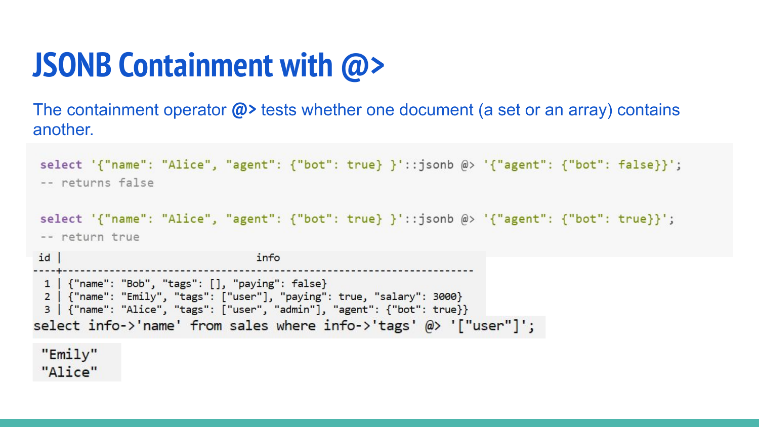# JSONB Containment with @>

The containment operator **@>** tests whether one document (a set or an array) contains another.

```
select '{"name": "Alice", "agent": {"bot": true} }'::jsonb @> '{"agent": {"bot": false}}';
-- returns false

select '{"name": "Alice", "agent": {"bot": true} }'::jsonb @> '{"agent": {"bot": true}}';
-- return true
```

```
 id |                                 info
----+----------------------------------------------------------------------
  1 | {"name": "Bob", "tags": [], "paying": false}
  2 | {"name": "Emily", "tags": ["user"], "paying": true, "salary": 3000}
  3 | {"name": "Alice", "tags": ["user", "admin"], "agent": {"bot": true}}
```

```
select info->'name' from sales where info->'tags' @> '["user"]';
```

```
"Emily"
"Alice"
```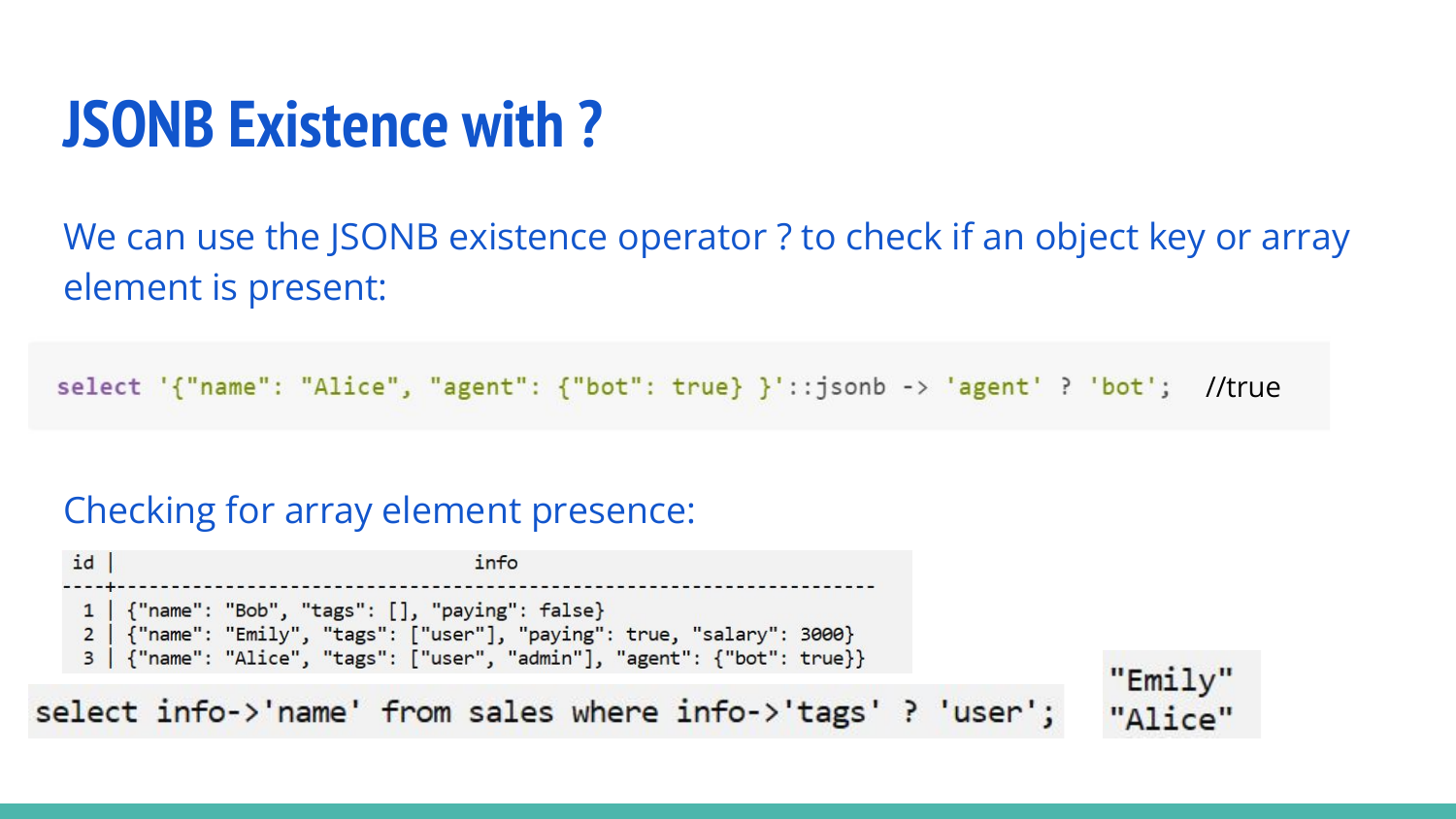# JSONB Existence with ?

We can use the JSONB existence operator ? to check if an object key or array element is present:

```
select '{"name": "Alice", "agent": {"bot": true} }'::jsonb -> 'agent' ? 'bot';   //true
```

Checking for array element presence:

```
 id |                                   info
----+------------------------------------------------------------------------
  1 | {"name": "Bob", "tags": [], "paying": false}
  2 | {"name": "Emily", "tags": ["user"], "paying": true, "salary": 3000}
  3 | {"name": "Alice", "tags": ["user", "admin"], "agent": {"bot": true}}
```

```
select info->'name' from sales where info->'tags' ? 'user';
```

```
"Emily"
"Alice"
```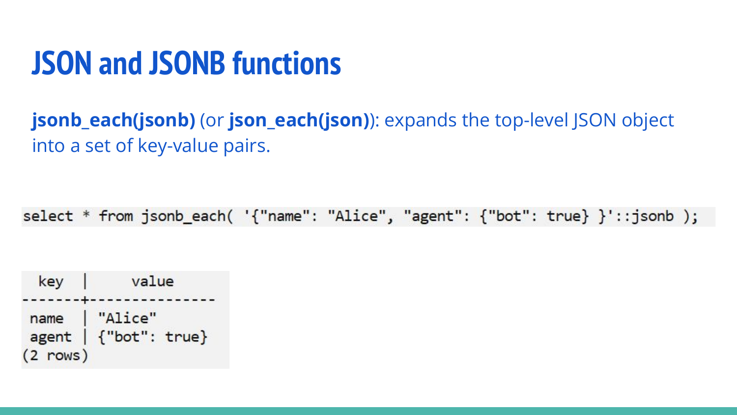# JSON and JSONB functions

**jsonb_each(jsonb)** (or **json_each(json)**): expands the top-level JSON object into a set of key-value pairs.

```
select * from jsonb_each( '{"name": "Alice", "agent": {"bot": true} }'::jsonb );
```

```
  key  |     value
-------+---------------
 name  | "Alice"
 agent | {"bot": true}
(2 rows)
```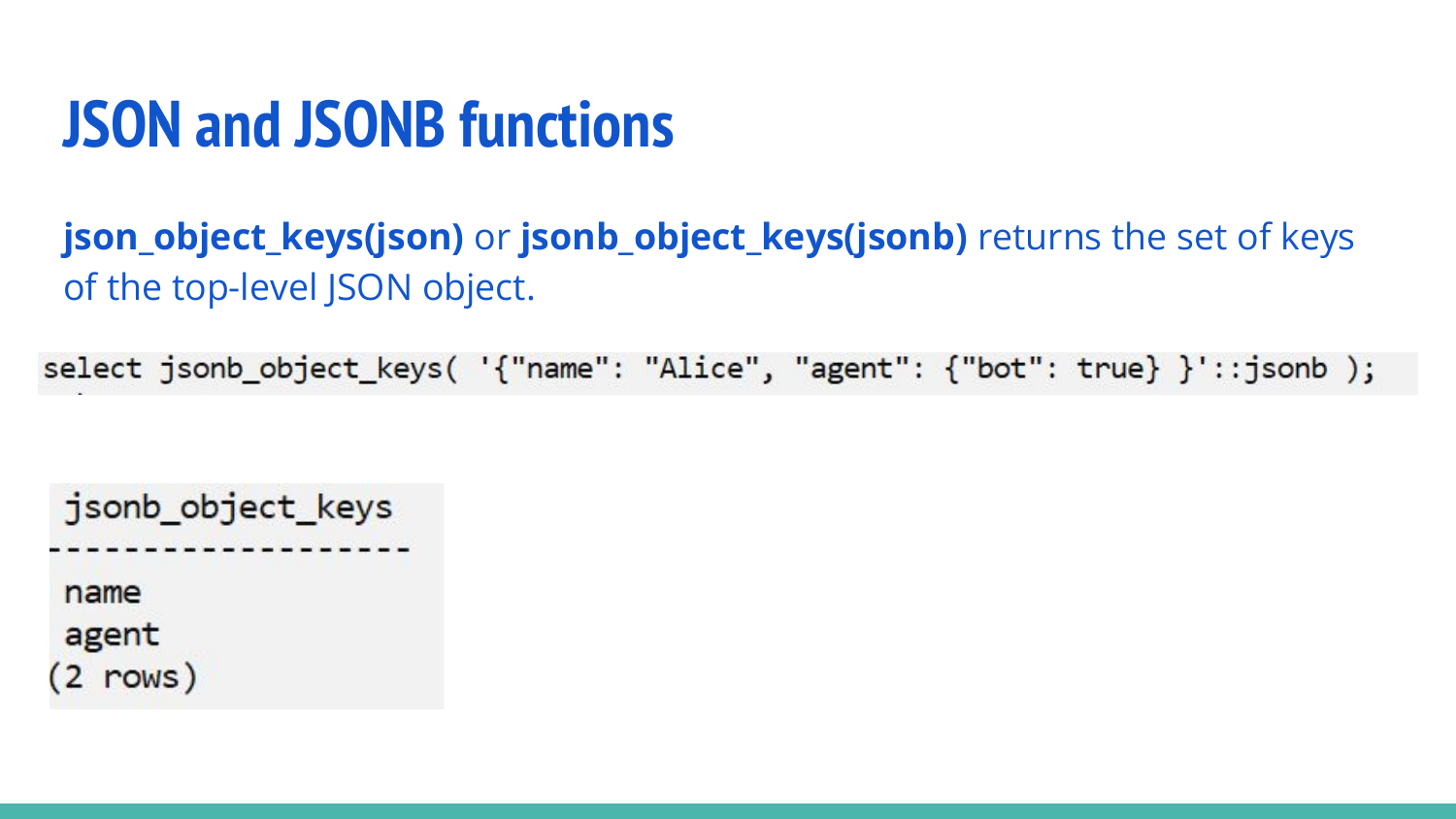# JSON and JSONB functions

**json_object_keys(json)** or **jsonb_object_keys(jsonb)** returns the set of keys of the top-level JSON object.

```
select jsonb_object_keys( '{"name": "Alice", "agent": {"bot": true} }'::jsonb );
```

```
 jsonb_object_keys
-------------------
 name
 agent
(2 rows)
```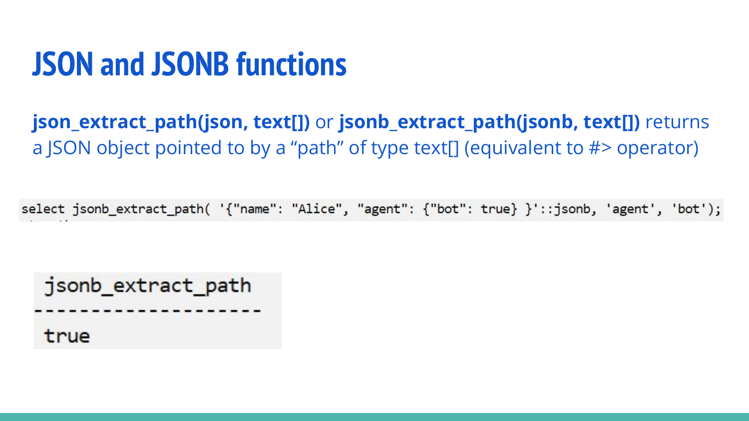# JSON and JSONB functions

**json_extract_path(json, text[])** or **jsonb_extract_path(jsonb, text[])** returns a JSON object pointed to by a "path" of type text[] (equivalent to #> operator)

```
select jsonb_extract_path( '{"name": "Alice", "agent": {"bot": true} }'::jsonb, 'agent', 'bot');
```

```
 jsonb_extract_path
--------------------
 true
```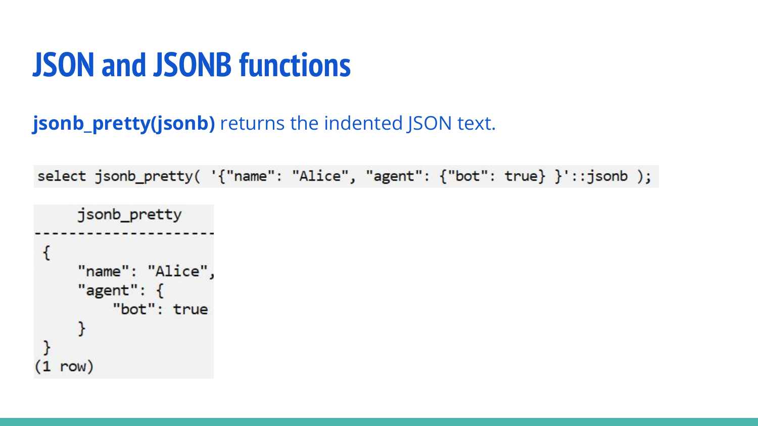# JSON and JSONB functions

**jsonb_pretty(jsonb)** returns the indented JSON text.

```
select jsonb_pretty( '{"name": "Alice", "agent": {"bot": true} }'::jsonb );
```

```
     jsonb_pretty
---------------------
 {
     "name": "Alice",
     "agent": {
         "bot": true
     }
 }
(1 row)
```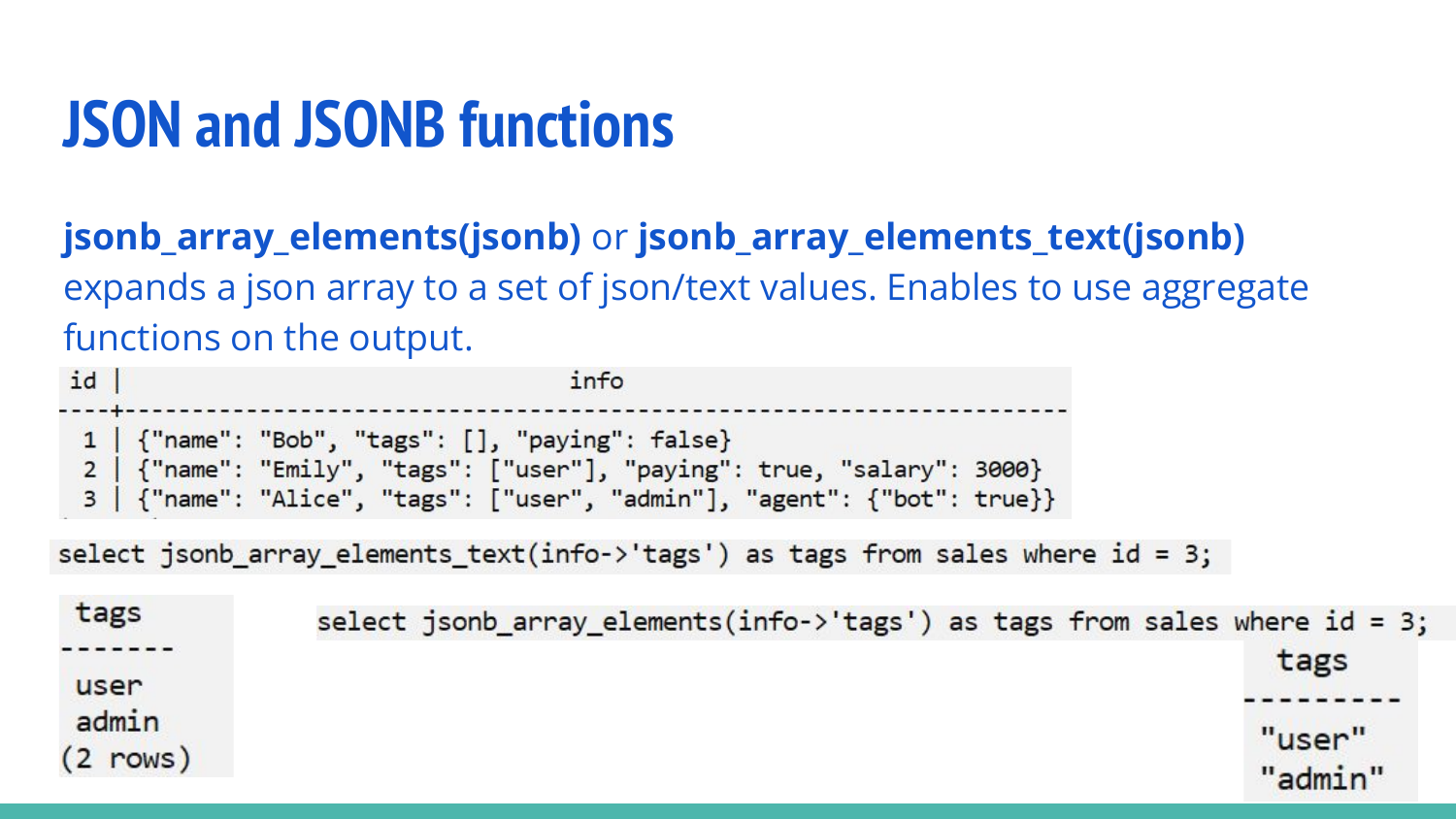# JSON and JSONB functions

**jsonb_array_elements(jsonb)** or **jsonb_array_elements_text(jsonb)** expands a json array to a set of json/text values. Enables to use aggregate functions on the output.

```
id |                                   info
----+------------------------------------------------------------------------
  1 | {"name": "Bob", "tags": [], "paying": false}
  2 | {"name": "Emily", "tags": ["user"], "paying": true, "salary": 3000}
  3 | {"name": "Alice", "tags": ["user", "admin"], "agent": {"bot": true}}
```

```
select jsonb_array_elements_text(info->'tags') as tags from sales where id = 3;
```

```
 tags
-------
 user
 admin
(2 rows)
```

```
select jsonb_array_elements(info->'tags') as tags from sales where id = 3;
```

```
  tags
---------
 "user"
 "admin"
```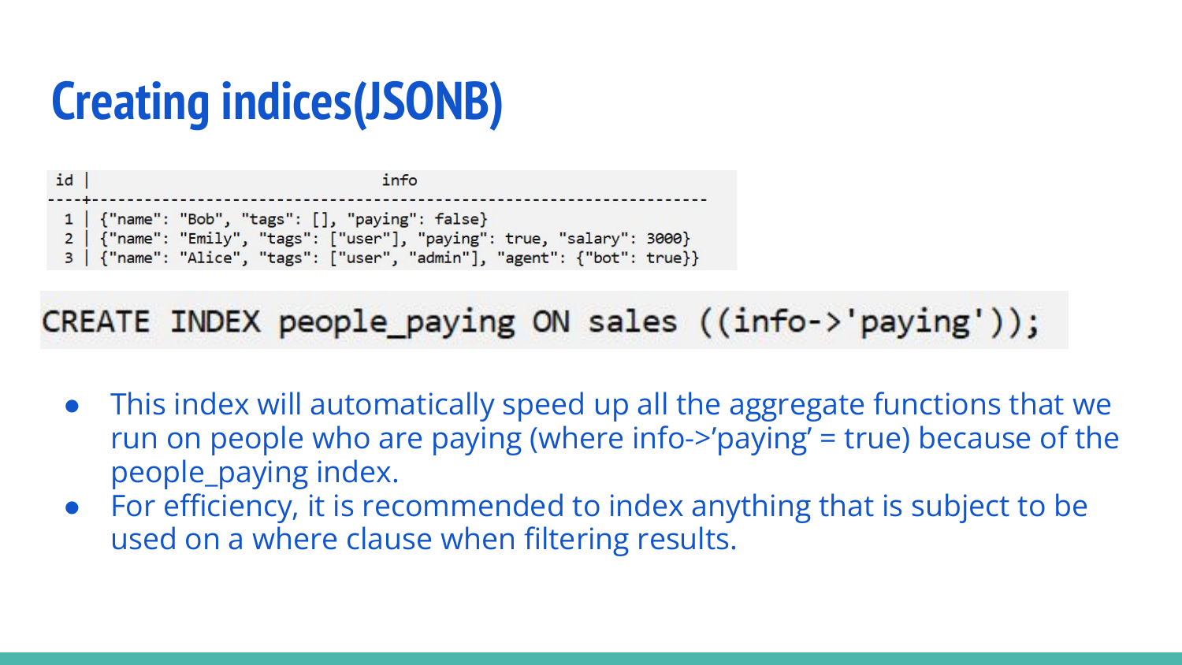# Creating indices(JSONB)

```
id |                                 info
----+----------------------------------------------------------------------
  1 | {"name": "Bob", "tags": [], "paying": false}
  2 | {"name": "Emily", "tags": ["user"], "paying": true, "salary": 3000}
  3 | {"name": "Alice", "tags": ["user", "admin"], "agent": {"bot": true}}
```

```
CREATE INDEX people_paying ON sales ((info->'paying'));
```

- This index will automatically speed up all the aggregate functions that we run on people who are paying (where info->'paying' = true) because of the people_paying index.
- For efficiency, it is recommended to index anything that is subject to be used on a where clause when filtering results.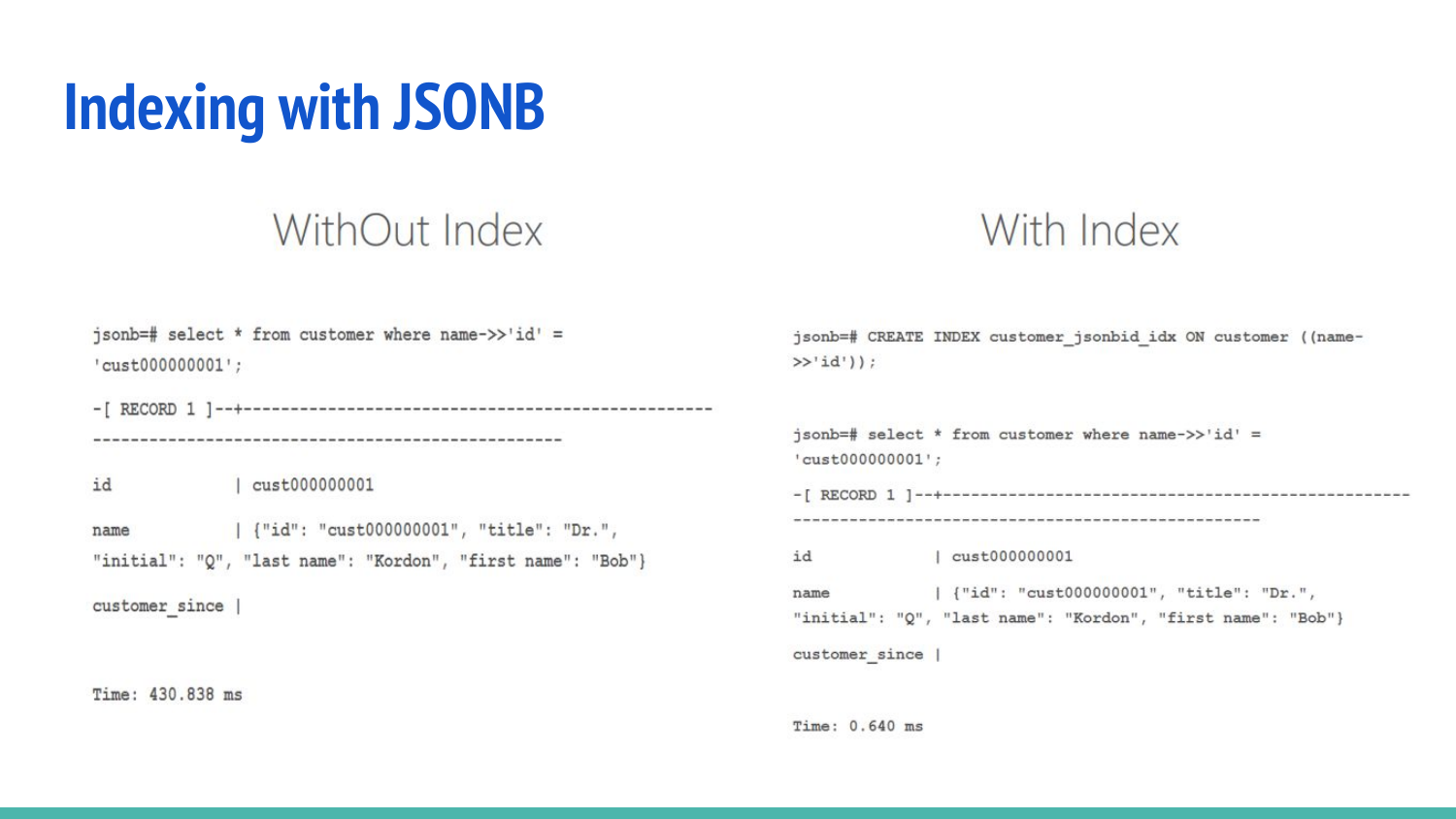# Indexing with JSONB

## WithOut Index

```
jsonb=# select * from customer where name->>'id' =
'cust000000001';

-[ RECORD 1 ]--+---------------------------------------------------
---------------------------------------------------

id             | cust000000001

name           | {"id": "cust000000001", "title": "Dr.",
"initial": "Q", "last name": "Kordon", "first name": "Bob"}

customer_since |


Time: 430.838 ms
```

## With Index

```
jsonb=# CREATE INDEX customer_jsonbid_idx ON customer ((name-
>>'id'));


jsonb=# select * from customer where name->>'id' =
'cust000000001';

-[ RECORD 1 ]--+---------------------------------------------------
---------------------------------------------------

id             | cust000000001

name           | {"id": "cust000000001", "title": "Dr.",
"initial": "Q", "last name": "Kordon", "first name": "Bob"}

customer_since |


Time: 0.640 ms
```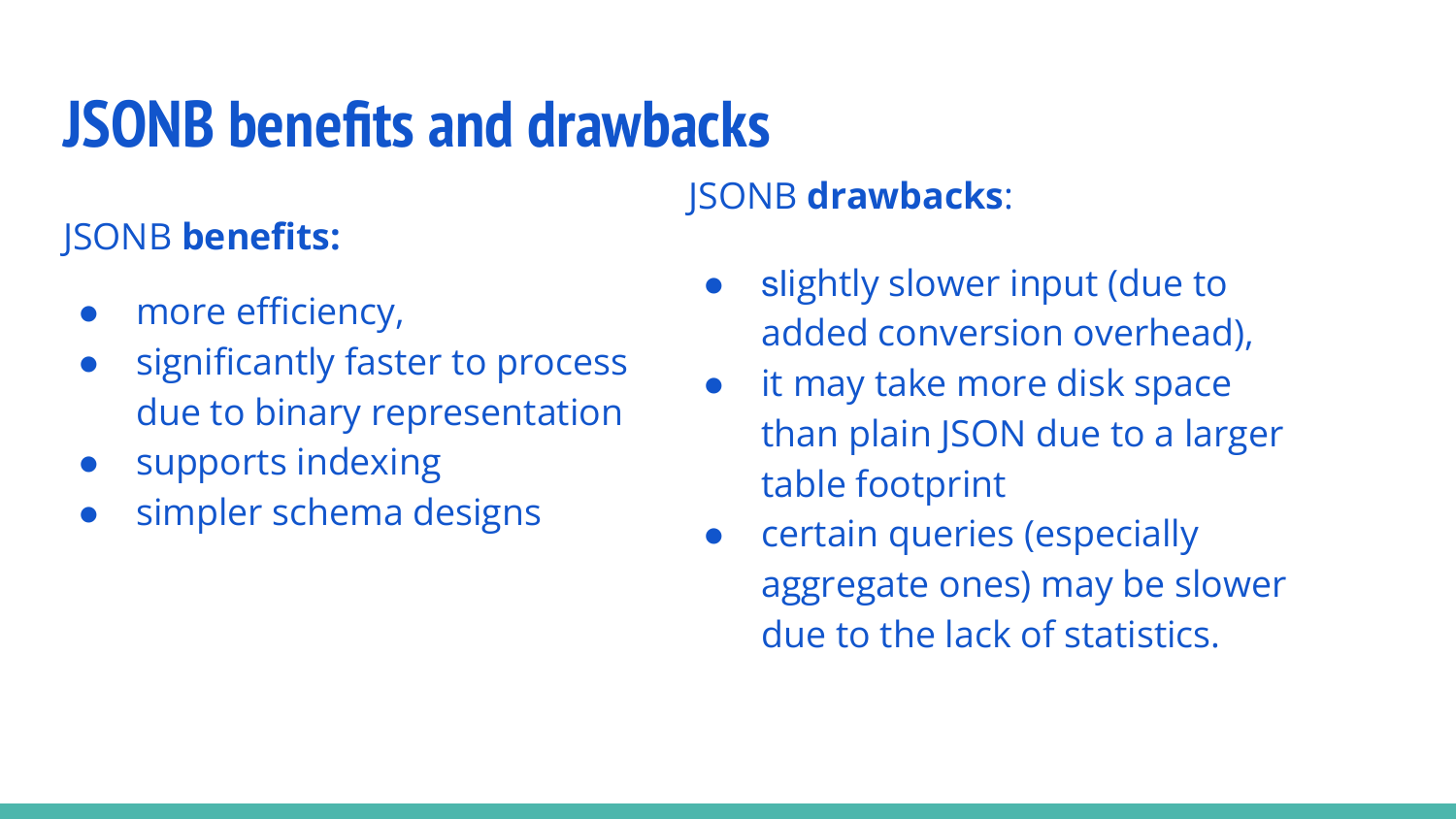# JSONB benefits and drawbacks

JSONB **benefits:**

- more efficiency,
- significantly faster to process due to binary representation
- supports indexing
- simpler schema designs

JSONB **drawbacks**:

- slightly slower input (due to added conversion overhead),
- it may take more disk space than plain JSON due to a larger table footprint
- certain queries (especially aggregate ones) may be slower due to the lack of statistics.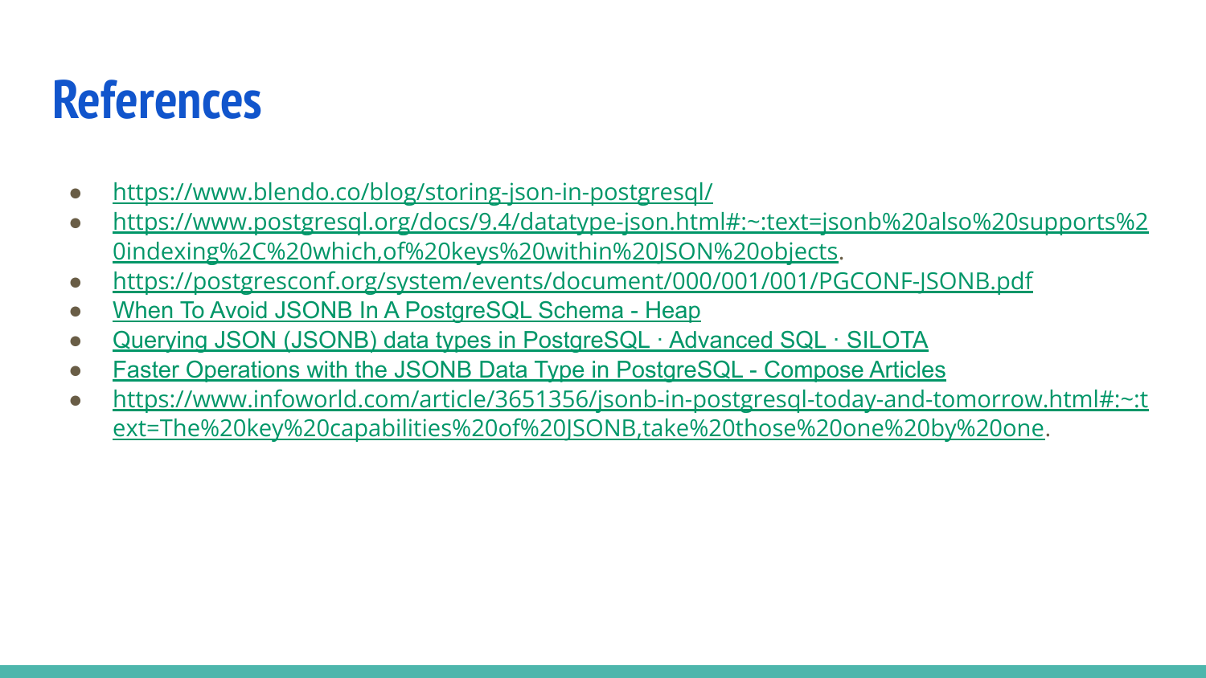# References

- https://www.blendo.co/blog/storing-json-in-postgresql/
- https://www.postgresql.org/docs/9.4/datatype-json.html#:~:text=jsonb%20also%20supports%20indexing%2C%20which,of%20keys%20within%20JSON%20objects.
- https://postgresconf.org/system/events/document/000/001/001/PGCONF-JSONB.pdf
- When To Avoid JSONB In A PostgreSQL Schema - Heap
- Querying JSON (JSONB) data types in PostgreSQL · Advanced SQL · SILOTA
- Faster Operations with the JSONB Data Type in PostgreSQL - Compose Articles
- https://www.infoworld.com/article/3651356/jsonb-in-postgresql-today-and-tomorrow.html#:~:text=The%20key%20capabilities%20of%20JSONB,take%20those%20one%20by%20one.